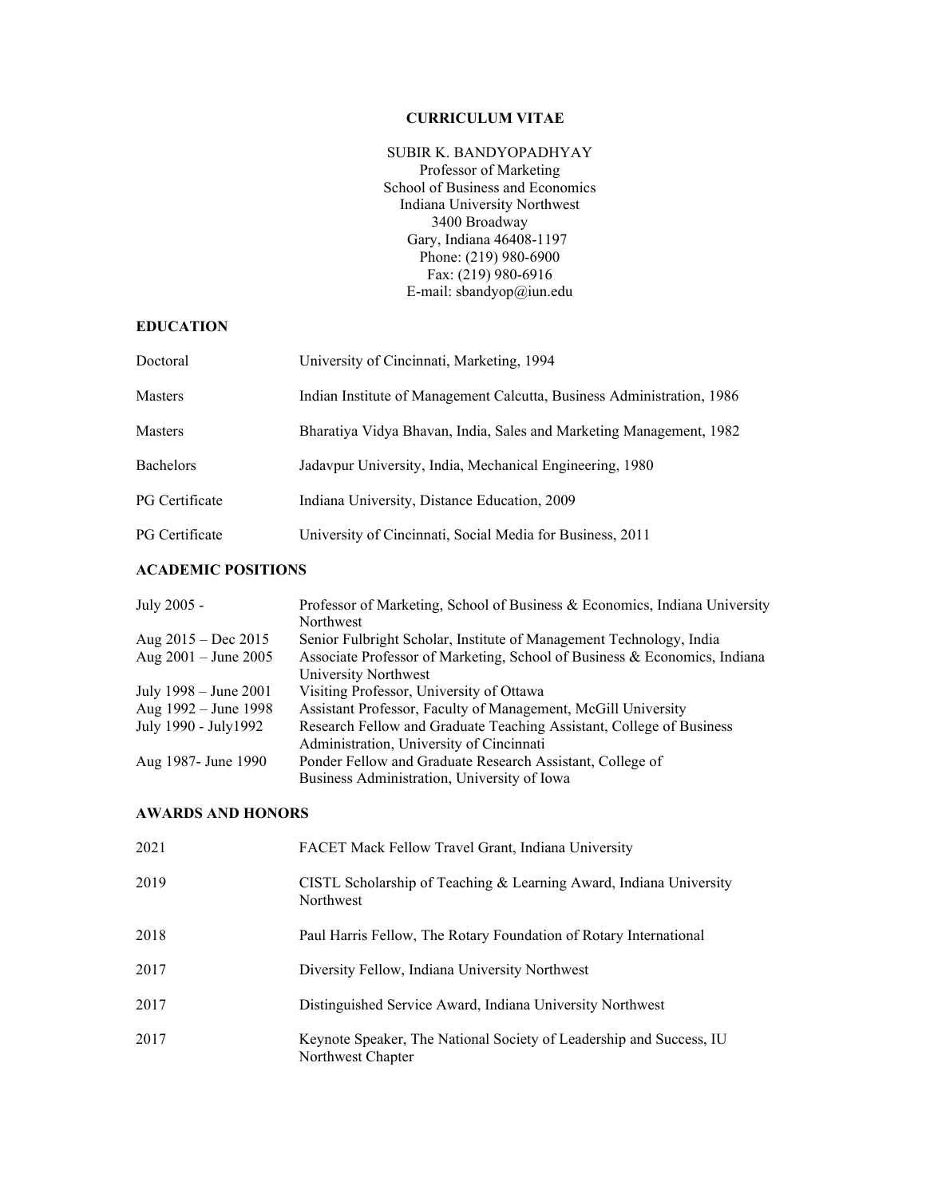# CURRICULUM VITAE

SUBIR K. BANDYOPADHYAY
Professor of Marketing
School of Business and Economics
Indiana University Northwest
3400 Broadway
Gary, Indiana 46408-1197
Phone: (219) 980-6900
Fax: (219) 980-6916
E-mail: sbandyop@iun.edu

## EDUCATION

| | |
|---|---|
| Doctoral | University of Cincinnati, Marketing, 1994 |
| Masters | Indian Institute of Management Calcutta, Business Administration, 1986 |
| Masters | Bharatiya Vidya Bhavan, India, Sales and Marketing Management, 1982 |
| Bachelors | Jadavpur University, India, Mechanical Engineering, 1980 |
| PG Certificate | Indiana University, Distance Education, 2009 |
| PG Certificate | University of Cincinnati, Social Media for Business, 2011 |

## ACADEMIC POSITIONS

| | |
|---|---|
| July 2005 - | Professor of Marketing, School of Business & Economics, Indiana University Northwest |
| Aug 2015 – Dec 2015 | Senior Fulbright Scholar, Institute of Management Technology, India |
| Aug 2001 – June 2005 | Associate Professor of Marketing, School of Business & Economics, Indiana University Northwest |
| July 1998 – June 2001 | Visiting Professor, University of Ottawa |
| Aug 1992 – June 1998 | Assistant Professor, Faculty of Management, McGill University |
| July 1990 - July1992 | Research Fellow and Graduate Teaching Assistant, College of Business Administration, University of Cincinnati |
| Aug 1987- June 1990 | Ponder Fellow and Graduate Research Assistant, College of Business Administration, University of Iowa |

## AWARDS AND HONORS

| | |
|---|---|
| 2021 | FACET Mack Fellow Travel Grant, Indiana University |
| 2019 | CISTL Scholarship of Teaching & Learning Award, Indiana University Northwest |
| 2018 | Paul Harris Fellow, The Rotary Foundation of Rotary International |
| 2017 | Diversity Fellow, Indiana University Northwest |
| 2017 | Distinguished Service Award, Indiana University Northwest |
| 2017 | Keynote Speaker, The National Society of Leadership and Success, IU Northwest Chapter |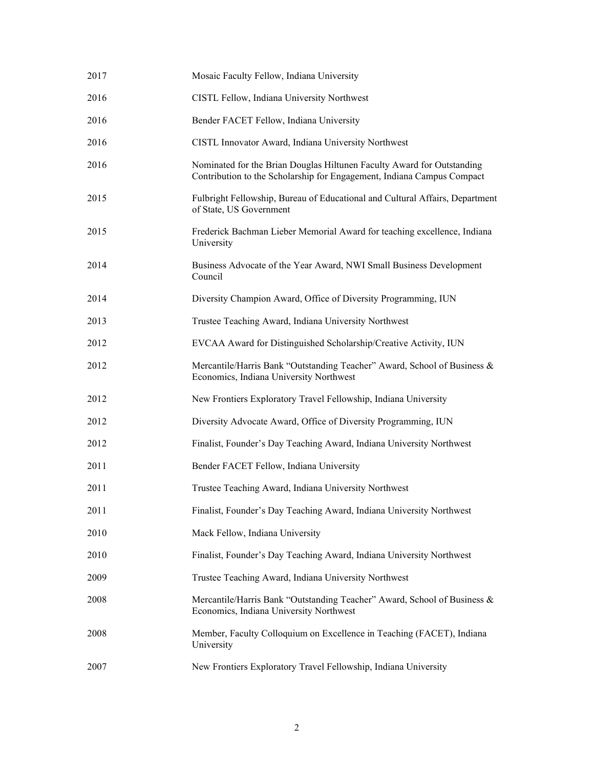| | |
|---|---|
| 2017 | Mosaic Faculty Fellow, Indiana University |
| 2016 | CISTL Fellow, Indiana University Northwest |
| 2016 | Bender FACET Fellow, Indiana University |
| 2016 | CISTL Innovator Award, Indiana University Northwest |
| 2016 | Nominated for the Brian Douglas Hiltunen Faculty Award for Outstanding Contribution to the Scholarship for Engagement, Indiana Campus Compact |
| 2015 | Fulbright Fellowship, Bureau of Educational and Cultural Affairs, Department of State, US Government |
| 2015 | Frederick Bachman Lieber Memorial Award for teaching excellence, Indiana University |
| 2014 | Business Advocate of the Year Award, NWI Small Business Development Council |
| 2014 | Diversity Champion Award, Office of Diversity Programming, IUN |
| 2013 | Trustee Teaching Award, Indiana University Northwest |
| 2012 | EVCAA Award for Distinguished Scholarship/Creative Activity, IUN |
| 2012 | Mercantile/Harris Bank "Outstanding Teacher" Award, School of Business & Economics, Indiana University Northwest |
| 2012 | New Frontiers Exploratory Travel Fellowship, Indiana University |
| 2012 | Diversity Advocate Award, Office of Diversity Programming, IUN |
| 2012 | Finalist, Founder's Day Teaching Award, Indiana University Northwest |
| 2011 | Bender FACET Fellow, Indiana University |
| 2011 | Trustee Teaching Award, Indiana University Northwest |
| 2011 | Finalist, Founder's Day Teaching Award, Indiana University Northwest |
| 2010 | Mack Fellow, Indiana University |
| 2010 | Finalist, Founder's Day Teaching Award, Indiana University Northwest |
| 2009 | Trustee Teaching Award, Indiana University Northwest |
| 2008 | Mercantile/Harris Bank "Outstanding Teacher" Award, School of Business & Economics, Indiana University Northwest |
| 2008 | Member, Faculty Colloquium on Excellence in Teaching (FACET), Indiana University |
| 2007 | New Frontiers Exploratory Travel Fellowship, Indiana University |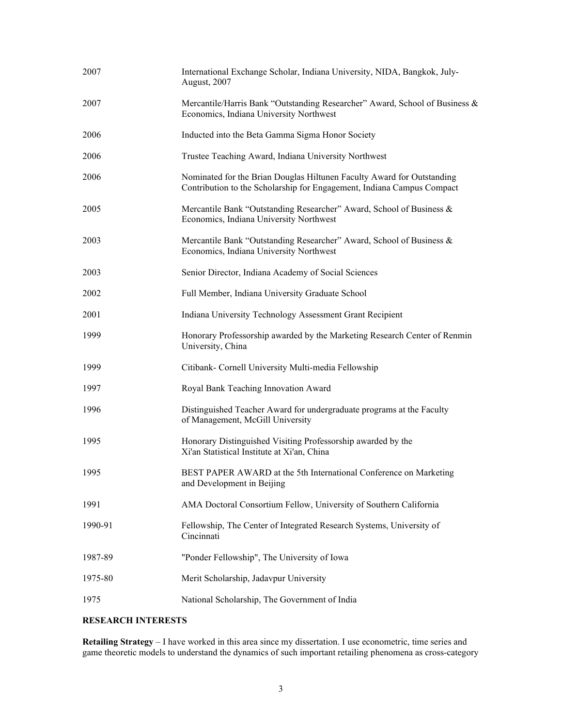| | |
|---|---|
| 2007 | International Exchange Scholar, Indiana University, NIDA, Bangkok, July-August, 2007 |
| 2007 | Mercantile/Harris Bank "Outstanding Researcher" Award, School of Business & Economics, Indiana University Northwest |
| 2006 | Inducted into the Beta Gamma Sigma Honor Society |
| 2006 | Trustee Teaching Award, Indiana University Northwest |
| 2006 | Nominated for the Brian Douglas Hiltunen Faculty Award for Outstanding Contribution to the Scholarship for Engagement, Indiana Campus Compact |
| 2005 | Mercantile Bank "Outstanding Researcher" Award, School of Business & Economics, Indiana University Northwest |
| 2003 | Mercantile Bank "Outstanding Researcher" Award, School of Business & Economics, Indiana University Northwest |
| 2003 | Senior Director, Indiana Academy of Social Sciences |
| 2002 | Full Member, Indiana University Graduate School |
| 2001 | Indiana University Technology Assessment Grant Recipient |
| 1999 | Honorary Professorship awarded by the Marketing Research Center of Renmin University, China |
| 1999 | Citibank- Cornell University Multi-media Fellowship |
| 1997 | Royal Bank Teaching Innovation Award |
| 1996 | Distinguished Teacher Award for undergraduate programs at the Faculty of Management, McGill University |
| 1995 | Honorary Distinguished Visiting Professorship awarded by the Xi'an Statistical Institute at Xi'an, China |
| 1995 | BEST PAPER AWARD at the 5th International Conference on Marketing and Development in Beijing |
| 1991 | AMA Doctoral Consortium Fellow, University of Southern California |
| 1990-91 | Fellowship, The Center of Integrated Research Systems, University of Cincinnati |
| 1987-89 | "Ponder Fellowship", The University of Iowa |
| 1975-80 | Merit Scholarship, Jadavpur University |
| 1975 | National Scholarship, The Government of India |

## RESEARCH INTERESTS

**Retailing Strategy** – I have worked in this area since my dissertation. I use econometric, time series and game theoretic models to understand the dynamics of such important retailing phenomena as cross-category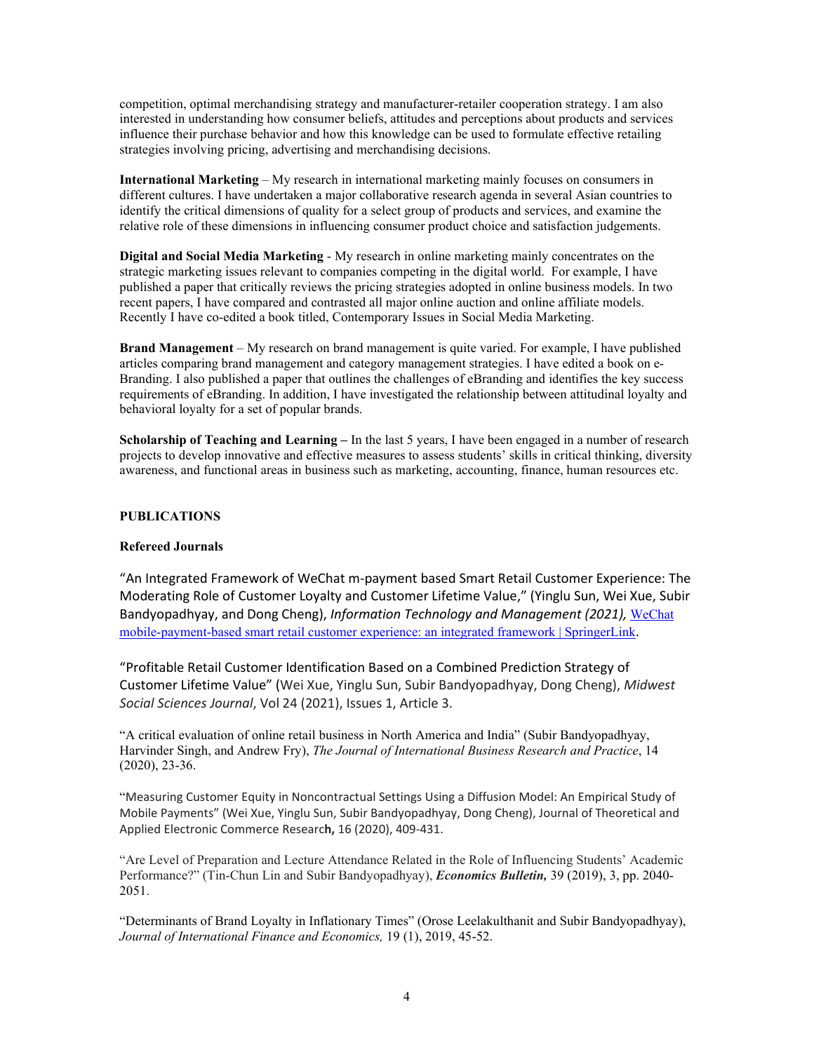competition, optimal merchandising strategy and manufacturer-retailer cooperation strategy. I am also interested in understanding how consumer beliefs, attitudes and perceptions about products and services influence their purchase behavior and how this knowledge can be used to formulate effective retailing strategies involving pricing, advertising and merchandising decisions.

**International Marketing** – My research in international marketing mainly focuses on consumers in different cultures. I have undertaken a major collaborative research agenda in several Asian countries to identify the critical dimensions of quality for a select group of products and services, and examine the relative role of these dimensions in influencing consumer product choice and satisfaction judgements.

**Digital and Social Media Marketing** - My research in online marketing mainly concentrates on the strategic marketing issues relevant to companies competing in the digital world. For example, I have published a paper that critically reviews the pricing strategies adopted in online business models. In two recent papers, I have compared and contrasted all major online auction and online affiliate models. Recently I have co-edited a book titled, Contemporary Issues in Social Media Marketing.

**Brand Management** – My research on brand management is quite varied. For example, I have published articles comparing brand management and category management strategies. I have edited a book on e-Branding. I also published a paper that outlines the challenges of eBranding and identifies the key success requirements of eBranding. In addition, I have investigated the relationship between attitudinal loyalty and behavioral loyalty for a set of popular brands.

**Scholarship of Teaching and Learning –** In the last 5 years, I have been engaged in a number of research projects to develop innovative and effective measures to assess students' skills in critical thinking, diversity awareness, and functional areas in business such as marketing, accounting, finance, human resources etc.

## PUBLICATIONS

### Refereed Journals

"An Integrated Framework of WeChat m-payment based Smart Retail Customer Experience: The Moderating Role of Customer Loyalty and Customer Lifetime Value," (Yinglu Sun, Wei Xue, Subir Bandyopadhyay, and Dong Cheng), *Information Technology and Management (2021),* WeChat mobile-payment-based smart retail customer experience: an integrated framework | SpringerLink.

"Profitable Retail Customer Identification Based on a Combined Prediction Strategy of Customer Lifetime Value" (Wei Xue, Yinglu Sun, Subir Bandyopadhyay, Dong Cheng), *Midwest Social Sciences Journal*, Vol 24 (2021), Issues 1, Article 3.

"A critical evaluation of online retail business in North America and India" (Subir Bandyopadhyay, Harvinder Singh, and Andrew Fry), *The Journal of International Business Research and Practice*, 14 (2020), 23-36.

"Measuring Customer Equity in Noncontractual Settings Using a Diffusion Model: An Empirical Study of Mobile Payments" (Wei Xue, Yinglu Sun, Subir Bandyopadhyay, Dong Cheng), Journal of Theoretical and Applied Electronic Commerce Researc**h,** 16 (2020), 409-431.

"Are Level of Preparation and Lecture Attendance Related in the Role of Influencing Students' Academic Performance?" (Tin-Chun Lin and Subir Bandyopadhyay), ***Economics Bulletin,*** 39 (2019), 3, pp. 2040-2051.

"Determinants of Brand Loyalty in Inflationary Times" (Orose Leelakulthanit and Subir Bandyopadhyay), *Journal of International Finance and Economics,* 19 (1), 2019, 45-52.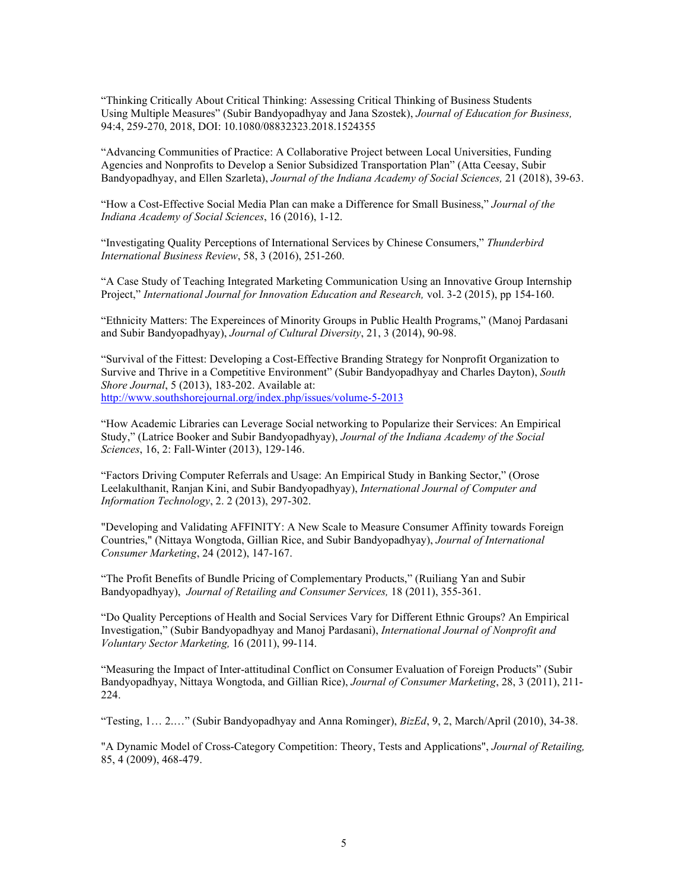"Thinking Critically About Critical Thinking: Assessing Critical Thinking of Business Students Using Multiple Measures" (Subir Bandyopadhyay and Jana Szostek), *Journal of Education for Business,* 94:4, 259-270, 2018, DOI: 10.1080/08832323.2018.1524355

"Advancing Communities of Practice: A Collaborative Project between Local Universities, Funding Agencies and Nonprofits to Develop a Senior Subsidized Transportation Plan" (Atta Ceesay, Subir Bandyopadhyay, and Ellen Szarleta), *Journal of the Indiana Academy of Social Sciences,* 21 (2018), 39-63.

"How a Cost-Effective Social Media Plan can make a Difference for Small Business," *Journal of the Indiana Academy of Social Sciences*, 16 (2016), 1-12.

"Investigating Quality Perceptions of International Services by Chinese Consumers," *Thunderbird International Business Review*, 58, 3 (2016), 251-260.

"A Case Study of Teaching Integrated Marketing Communication Using an Innovative Group Internship Project," *International Journal for Innovation Education and Research,* vol. 3-2 (2015), pp 154-160.

"Ethnicity Matters: The Expereinces of Minority Groups in Public Health Programs," (Manoj Pardasani and Subir Bandyopadhyay), *Journal of Cultural Diversity*, 21, 3 (2014), 90-98.

"Survival of the Fittest: Developing a Cost-Effective Branding Strategy for Nonprofit Organization to Survive and Thrive in a Competitive Environment" (Subir Bandyopadhyay and Charles Dayton), *South Shore Journal*, 5 (2013), 183-202. Available at: http://www.southshorejournal.org/index.php/issues/volume-5-2013

"How Academic Libraries can Leverage Social networking to Popularize their Services: An Empirical Study," (Latrice Booker and Subir Bandyopadhyay), *Journal of the Indiana Academy of the Social Sciences*, 16, 2: Fall-Winter (2013), 129-146.

"Factors Driving Computer Referrals and Usage: An Empirical Study in Banking Sector," (Orose Leelakulthanit, Ranjan Kini, and Subir Bandyopadhyay), *International Journal of Computer and Information Technology*, 2. 2 (2013), 297-302.

"Developing and Validating AFFINITY: A New Scale to Measure Consumer Affinity towards Foreign Countries," (Nittaya Wongtoda, Gillian Rice, and Subir Bandyopadhyay), *Journal of International Consumer Marketing*, 24 (2012), 147-167.

"The Profit Benefits of Bundle Pricing of Complementary Products," (Ruiliang Yan and Subir Bandyopadhyay), *Journal of Retailing and Consumer Services,* 18 (2011), 355-361.

"Do Quality Perceptions of Health and Social Services Vary for Different Ethnic Groups? An Empirical Investigation," (Subir Bandyopadhyay and Manoj Pardasani), *International Journal of Nonprofit and Voluntary Sector Marketing,* 16 (2011), 99-114.

"Measuring the Impact of Inter-attitudinal Conflict on Consumer Evaluation of Foreign Products" (Subir Bandyopadhyay, Nittaya Wongtoda, and Gillian Rice), *Journal of Consumer Marketing*, 28, 3 (2011), 211-224.

"Testing, 1… 2.…" (Subir Bandyopadhyay and Anna Rominger), *BizEd*, 9, 2, March/April (2010), 34-38.

"A Dynamic Model of Cross-Category Competition: Theory, Tests and Applications", *Journal of Retailing,* 85, 4 (2009), 468-479.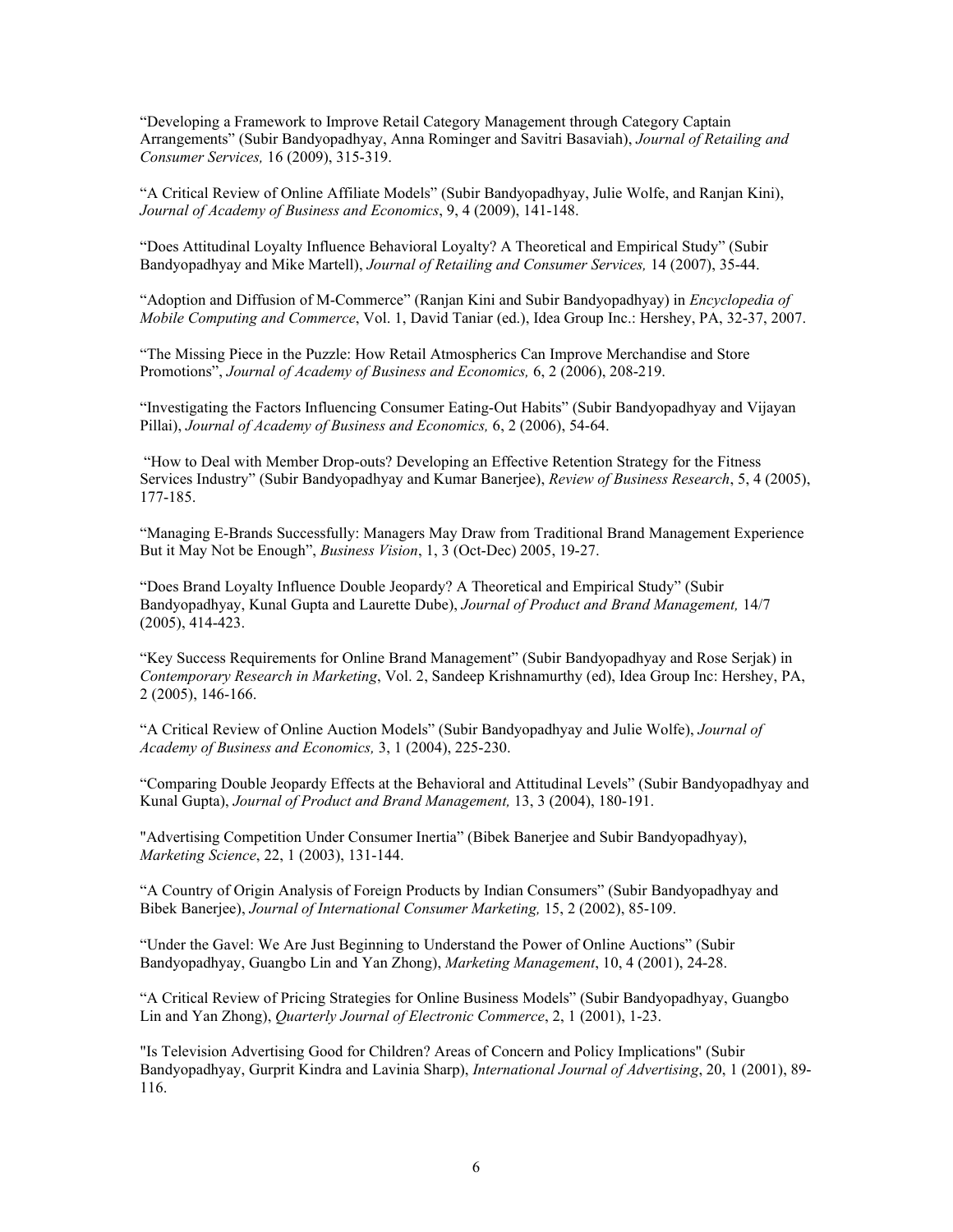"Developing a Framework to Improve Retail Category Management through Category Captain Arrangements" (Subir Bandyopadhyay, Anna Rominger and Savitri Basaviah), *Journal of Retailing and Consumer Services,* 16 (2009), 315-319.

"A Critical Review of Online Affiliate Models" (Subir Bandyopadhyay, Julie Wolfe, and Ranjan Kini), *Journal of Academy of Business and Economics*, 9, 4 (2009), 141-148.

"Does Attitudinal Loyalty Influence Behavioral Loyalty? A Theoretical and Empirical Study" (Subir Bandyopadhyay and Mike Martell), *Journal of Retailing and Consumer Services,* 14 (2007), 35-44.

"Adoption and Diffusion of M-Commerce" (Ranjan Kini and Subir Bandyopadhyay) in *Encyclopedia of Mobile Computing and Commerce*, Vol. 1, David Taniar (ed.), Idea Group Inc.: Hershey, PA, 32-37, 2007.

"The Missing Piece in the Puzzle: How Retail Atmospherics Can Improve Merchandise and Store Promotions", *Journal of Academy of Business and Economics,* 6, 2 (2006), 208-219.

"Investigating the Factors Influencing Consumer Eating-Out Habits" (Subir Bandyopadhyay and Vijayan Pillai), *Journal of Academy of Business and Economics,* 6, 2 (2006), 54-64.

"How to Deal with Member Drop-outs? Developing an Effective Retention Strategy for the Fitness Services Industry" (Subir Bandyopadhyay and Kumar Banerjee), *Review of Business Research*, 5, 4 (2005), 177-185.

"Managing E-Brands Successfully: Managers May Draw from Traditional Brand Management Experience But it May Not be Enough", *Business Vision*, 1, 3 (Oct-Dec) 2005, 19-27.

"Does Brand Loyalty Influence Double Jeopardy? A Theoretical and Empirical Study" (Subir Bandyopadhyay, Kunal Gupta and Laurette Dube), *Journal of Product and Brand Management,* 14/7 (2005), 414-423.

"Key Success Requirements for Online Brand Management" (Subir Bandyopadhyay and Rose Serjak) in *Contemporary Research in Marketing*, Vol. 2, Sandeep Krishnamurthy (ed), Idea Group Inc: Hershey, PA, 2 (2005), 146-166.

"A Critical Review of Online Auction Models" (Subir Bandyopadhyay and Julie Wolfe), *Journal of Academy of Business and Economics,* 3, 1 (2004), 225-230.

"Comparing Double Jeopardy Effects at the Behavioral and Attitudinal Levels" (Subir Bandyopadhyay and Kunal Gupta), *Journal of Product and Brand Management,* 13, 3 (2004), 180-191.

"Advertising Competition Under Consumer Inertia" (Bibek Banerjee and Subir Bandyopadhyay), *Marketing Science*, 22, 1 (2003), 131-144.

"A Country of Origin Analysis of Foreign Products by Indian Consumers" (Subir Bandyopadhyay and Bibek Banerjee), *Journal of International Consumer Marketing,* 15, 2 (2002), 85-109.

"Under the Gavel: We Are Just Beginning to Understand the Power of Online Auctions" (Subir Bandyopadhyay, Guangbo Lin and Yan Zhong), *Marketing Management*, 10, 4 (2001), 24-28.

"A Critical Review of Pricing Strategies for Online Business Models" (Subir Bandyopadhyay, Guangbo Lin and Yan Zhong), *Quarterly Journal of Electronic Commerce*, 2, 1 (2001), 1-23.

"Is Television Advertising Good for Children? Areas of Concern and Policy Implications" (Subir Bandyopadhyay, Gurprit Kindra and Lavinia Sharp), *International Journal of Advertising*, 20, 1 (2001), 89-116.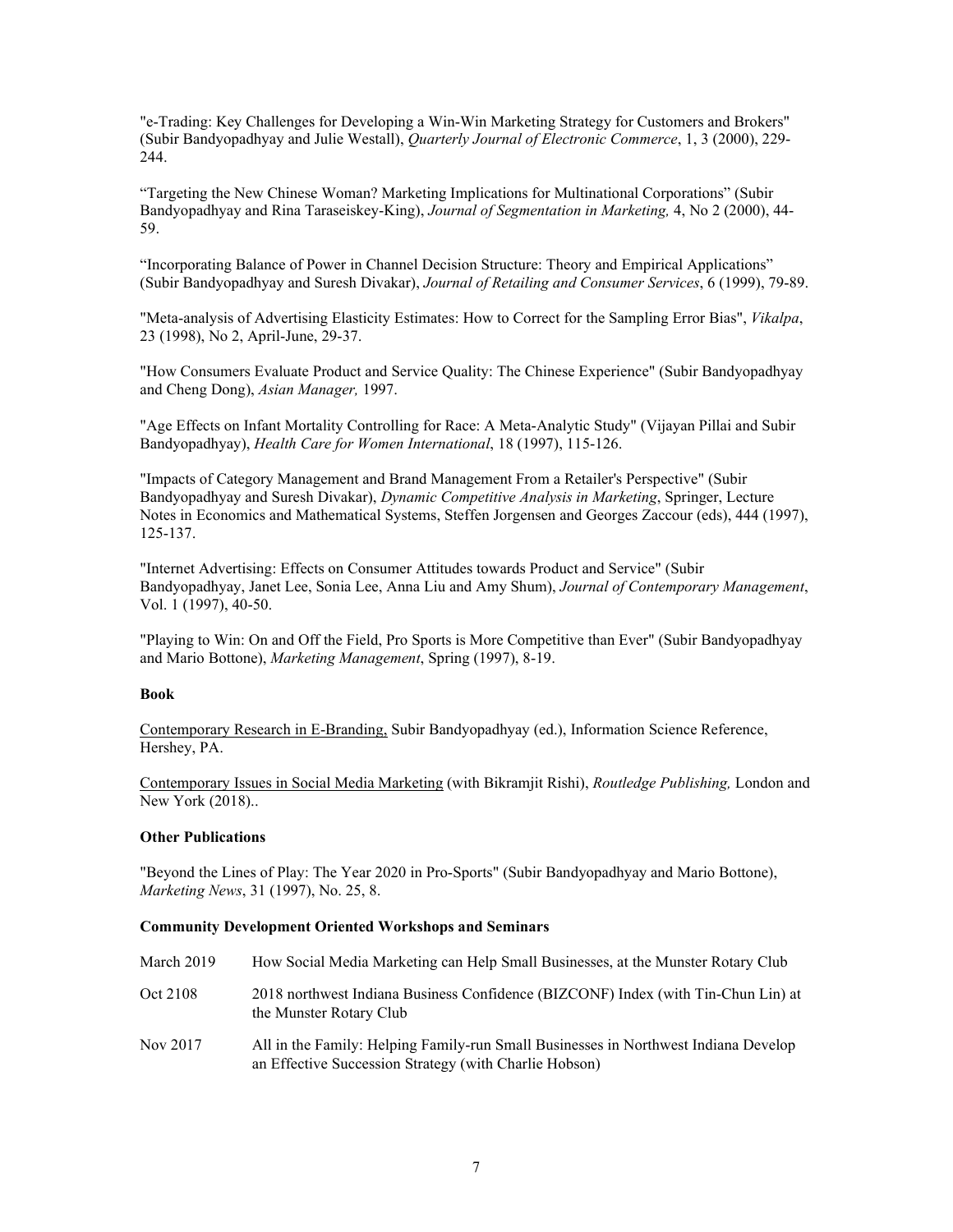"e-Trading: Key Challenges for Developing a Win-Win Marketing Strategy for Customers and Brokers" (Subir Bandyopadhyay and Julie Westall), *Quarterly Journal of Electronic Commerce*, 1, 3 (2000), 229-244.

"Targeting the New Chinese Woman? Marketing Implications for Multinational Corporations" (Subir Bandyopadhyay and Rina Taraseiskey-King), *Journal of Segmentation in Marketing,* 4, No 2 (2000), 44-59.

"Incorporating Balance of Power in Channel Decision Structure: Theory and Empirical Applications" (Subir Bandyopadhyay and Suresh Divakar), *Journal of Retailing and Consumer Services*, 6 (1999), 79-89.

"Meta-analysis of Advertising Elasticity Estimates: How to Correct for the Sampling Error Bias", *Vikalpa*, 23 (1998), No 2, April-June, 29-37.

"How Consumers Evaluate Product and Service Quality: The Chinese Experience" (Subir Bandyopadhyay and Cheng Dong), *Asian Manager,* 1997.

"Age Effects on Infant Mortality Controlling for Race: A Meta-Analytic Study" (Vijayan Pillai and Subir Bandyopadhyay), *Health Care for Women International*, 18 (1997), 115-126.

"Impacts of Category Management and Brand Management From a Retailer's Perspective" (Subir Bandyopadhyay and Suresh Divakar), *Dynamic Competitive Analysis in Marketing*, Springer, Lecture Notes in Economics and Mathematical Systems, Steffen Jorgensen and Georges Zaccour (eds), 444 (1997), 125-137.

"Internet Advertising: Effects on Consumer Attitudes towards Product and Service" (Subir Bandyopadhyay, Janet Lee, Sonia Lee, Anna Liu and Amy Shum), *Journal of Contemporary Management*, Vol. 1 (1997), 40-50.

"Playing to Win: On and Off the Field, Pro Sports is More Competitive than Ever" (Subir Bandyopadhyay and Mario Bottone), *Marketing Management*, Spring (1997), 8-19.

**Book**

Contemporary Research in E-Branding, Subir Bandyopadhyay (ed.), Information Science Reference, Hershey, PA.

Contemporary Issues in Social Media Marketing (with Bikramjit Rishi), *Routledge Publishing,* London and New York (2018)..

**Other Publications**

"Beyond the Lines of Play: The Year 2020 in Pro-Sports" (Subir Bandyopadhyay and Mario Bottone), *Marketing News*, 31 (1997), No. 25, 8.

**Community Development Oriented Workshops and Seminars**

| | |
|---|---|
| March 2019 | How Social Media Marketing can Help Small Businesses, at the Munster Rotary Club |
| Oct 2108 | 2018 northwest Indiana Business Confidence (BIZCONF) Index (with Tin-Chun Lin) at the Munster Rotary Club |
| Nov 2017 | All in the Family: Helping Family-run Small Businesses in Northwest Indiana Develop an Effective Succession Strategy (with Charlie Hobson) |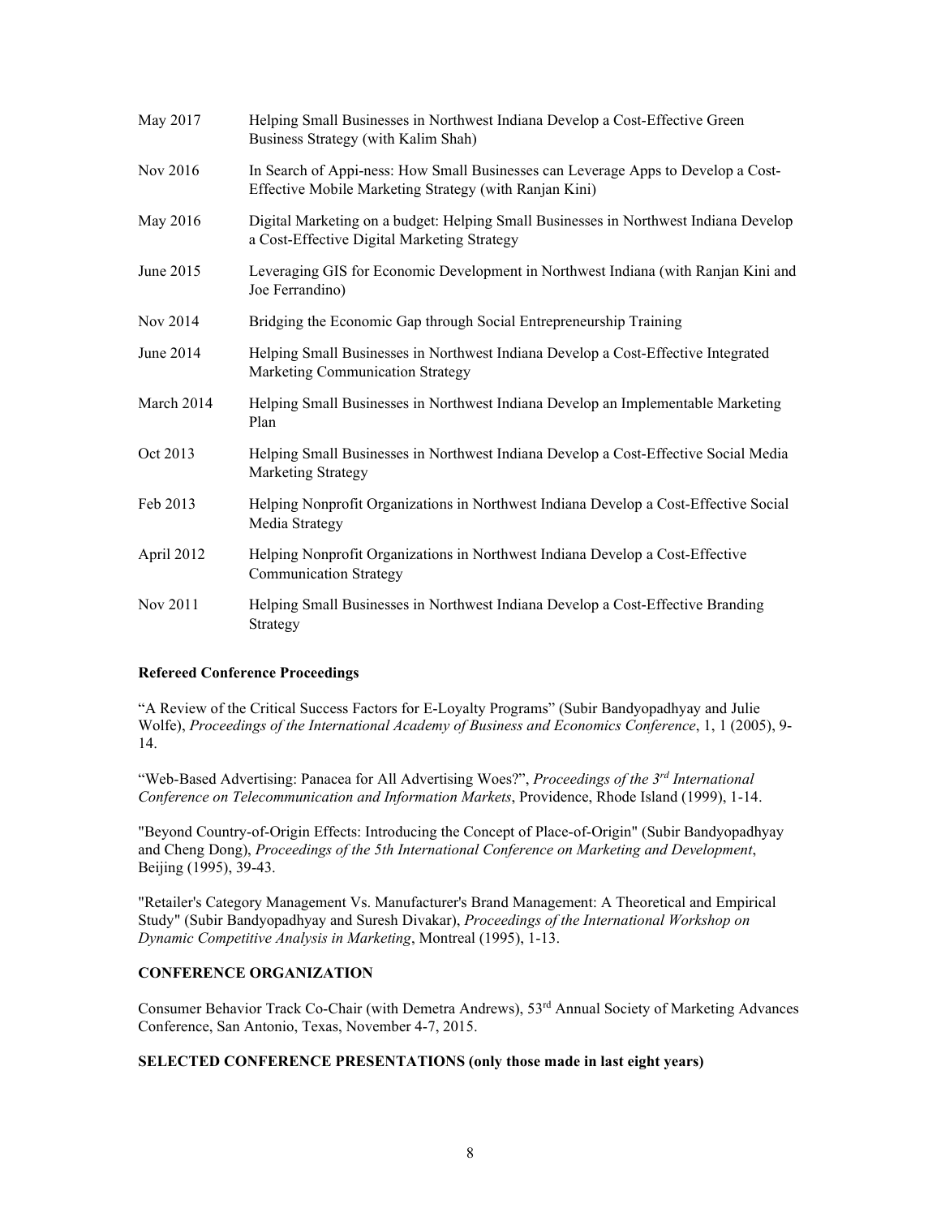| | |
|---|---|
| May 2017 | Helping Small Businesses in Northwest Indiana Develop a Cost-Effective Green Business Strategy (with Kalim Shah) |
| Nov 2016 | In Search of Appi-ness: How Small Businesses can Leverage Apps to Develop a Cost-Effective Mobile Marketing Strategy (with Ranjan Kini) |
| May 2016 | Digital Marketing on a budget: Helping Small Businesses in Northwest Indiana Develop a Cost-Effective Digital Marketing Strategy |
| June 2015 | Leveraging GIS for Economic Development in Northwest Indiana (with Ranjan Kini and Joe Ferrandino) |
| Nov 2014 | Bridging the Economic Gap through Social Entrepreneurship Training |
| June 2014 | Helping Small Businesses in Northwest Indiana Develop a Cost-Effective Integrated Marketing Communication Strategy |
| March 2014 | Helping Small Businesses in Northwest Indiana Develop an Implementable Marketing Plan |
| Oct 2013 | Helping Small Businesses in Northwest Indiana Develop a Cost-Effective Social Media Marketing Strategy |
| Feb 2013 | Helping Nonprofit Organizations in Northwest Indiana Develop a Cost-Effective Social Media Strategy |
| April 2012 | Helping Nonprofit Organizations in Northwest Indiana Develop a Cost-Effective Communication Strategy |
| Nov 2011 | Helping Small Businesses in Northwest Indiana Develop a Cost-Effective Branding Strategy |

**Refereed Conference Proceedings**

"A Review of the Critical Success Factors for E-Loyalty Programs" (Subir Bandyopadhyay and Julie Wolfe), *Proceedings of the International Academy of Business and Economics Conference*, 1, 1 (2005), 9-14.

"Web-Based Advertising: Panacea for All Advertising Woes?", *Proceedings of the 3rd International Conference on Telecommunication and Information Markets*, Providence, Rhode Island (1999), 1-14.

"Beyond Country-of-Origin Effects: Introducing the Concept of Place-of-Origin" (Subir Bandyopadhyay and Cheng Dong), *Proceedings of the 5th International Conference on Marketing and Development*, Beijing (1995), 39-43.

"Retailer's Category Management Vs. Manufacturer's Brand Management: A Theoretical and Empirical Study" (Subir Bandyopadhyay and Suresh Divakar), *Proceedings of the International Workshop on Dynamic Competitive Analysis in Marketing*, Montreal (1995), 1-13.

**CONFERENCE ORGANIZATION**

Consumer Behavior Track Co-Chair (with Demetra Andrews), 53rd Annual Society of Marketing Advances Conference, San Antonio, Texas, November 4-7, 2015.

**SELECTED CONFERENCE PRESENTATIONS (only those made in last eight years)**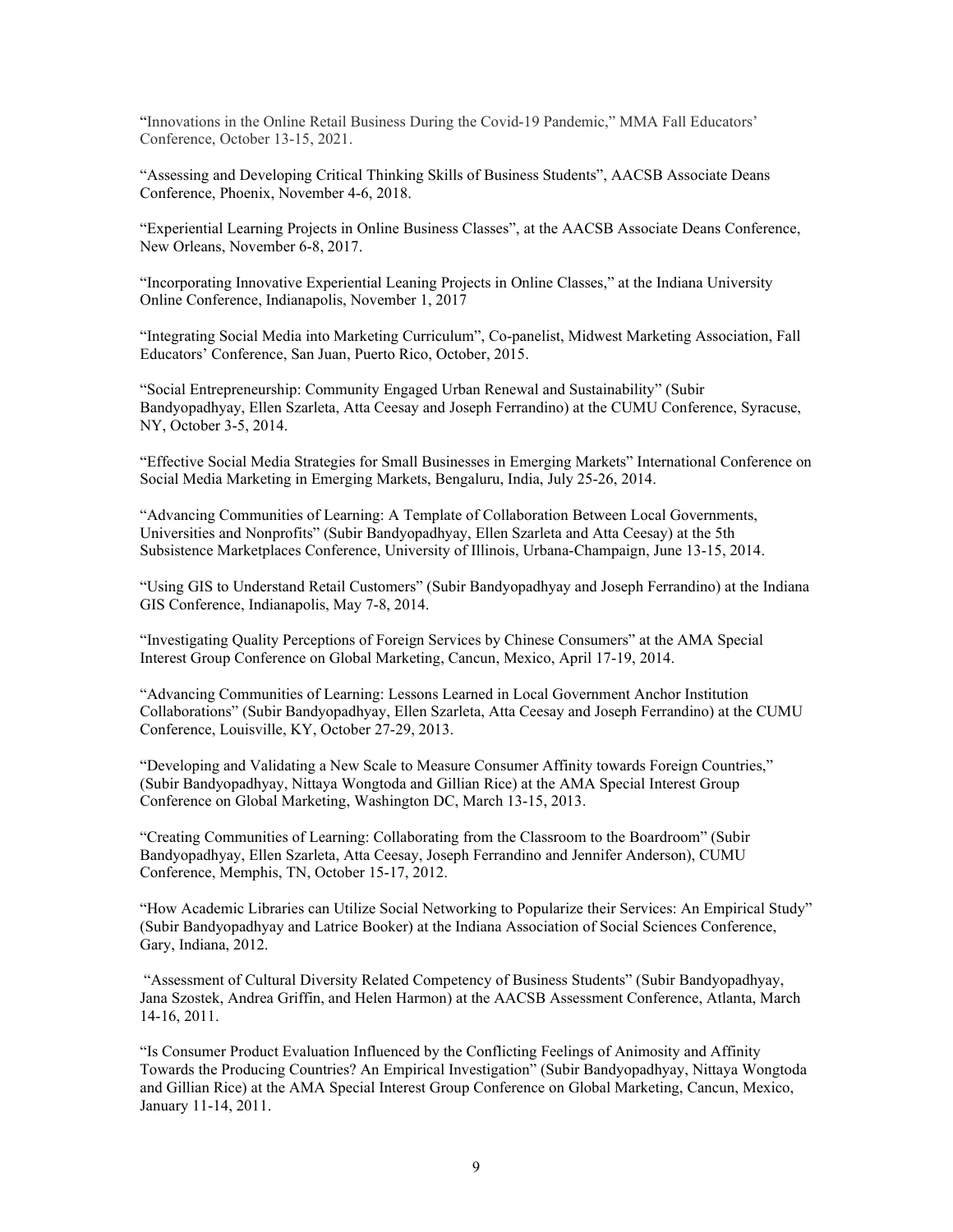"Innovations in the Online Retail Business During the Covid-19 Pandemic," MMA Fall Educators' Conference, October 13-15, 2021.

"Assessing and Developing Critical Thinking Skills of Business Students", AACSB Associate Deans Conference, Phoenix, November 4-6, 2018.

"Experiential Learning Projects in Online Business Classes", at the AACSB Associate Deans Conference, New Orleans, November 6-8, 2017.

"Incorporating Innovative Experiential Leaning Projects in Online Classes," at the Indiana University Online Conference, Indianapolis, November 1, 2017

"Integrating Social Media into Marketing Curriculum", Co-panelist, Midwest Marketing Association, Fall Educators' Conference, San Juan, Puerto Rico, October, 2015.

"Social Entrepreneurship: Community Engaged Urban Renewal and Sustainability" (Subir Bandyopadhyay, Ellen Szarleta, Atta Ceesay and Joseph Ferrandino) at the CUMU Conference, Syracuse, NY, October 3-5, 2014.

"Effective Social Media Strategies for Small Businesses in Emerging Markets" International Conference on Social Media Marketing in Emerging Markets, Bengaluru, India, July 25-26, 2014.

"Advancing Communities of Learning: A Template of Collaboration Between Local Governments, Universities and Nonprofits" (Subir Bandyopadhyay, Ellen Szarleta and Atta Ceesay) at the 5th Subsistence Marketplaces Conference, University of Illinois, Urbana-Champaign, June 13-15, 2014.

"Using GIS to Understand Retail Customers" (Subir Bandyopadhyay and Joseph Ferrandino) at the Indiana GIS Conference, Indianapolis, May 7-8, 2014.

"Investigating Quality Perceptions of Foreign Services by Chinese Consumers" at the AMA Special Interest Group Conference on Global Marketing, Cancun, Mexico, April 17-19, 2014.

"Advancing Communities of Learning: Lessons Learned in Local Government Anchor Institution Collaborations" (Subir Bandyopadhyay, Ellen Szarleta, Atta Ceesay and Joseph Ferrandino) at the CUMU Conference, Louisville, KY, October 27-29, 2013.

"Developing and Validating a New Scale to Measure Consumer Affinity towards Foreign Countries," (Subir Bandyopadhyay, Nittaya Wongtoda and Gillian Rice) at the AMA Special Interest Group Conference on Global Marketing, Washington DC, March 13-15, 2013.

"Creating Communities of Learning: Collaborating from the Classroom to the Boardroom" (Subir Bandyopadhyay, Ellen Szarleta, Atta Ceesay, Joseph Ferrandino and Jennifer Anderson), CUMU Conference, Memphis, TN, October 15-17, 2012.

"How Academic Libraries can Utilize Social Networking to Popularize their Services: An Empirical Study" (Subir Bandyopadhyay and Latrice Booker) at the Indiana Association of Social Sciences Conference, Gary, Indiana, 2012.

"Assessment of Cultural Diversity Related Competency of Business Students" (Subir Bandyopadhyay, Jana Szostek, Andrea Griffin, and Helen Harmon) at the AACSB Assessment Conference, Atlanta, March 14-16, 2011.

"Is Consumer Product Evaluation Influenced by the Conflicting Feelings of Animosity and Affinity Towards the Producing Countries? An Empirical Investigation" (Subir Bandyopadhyay, Nittaya Wongtoda and Gillian Rice) at the AMA Special Interest Group Conference on Global Marketing, Cancun, Mexico, January 11-14, 2011.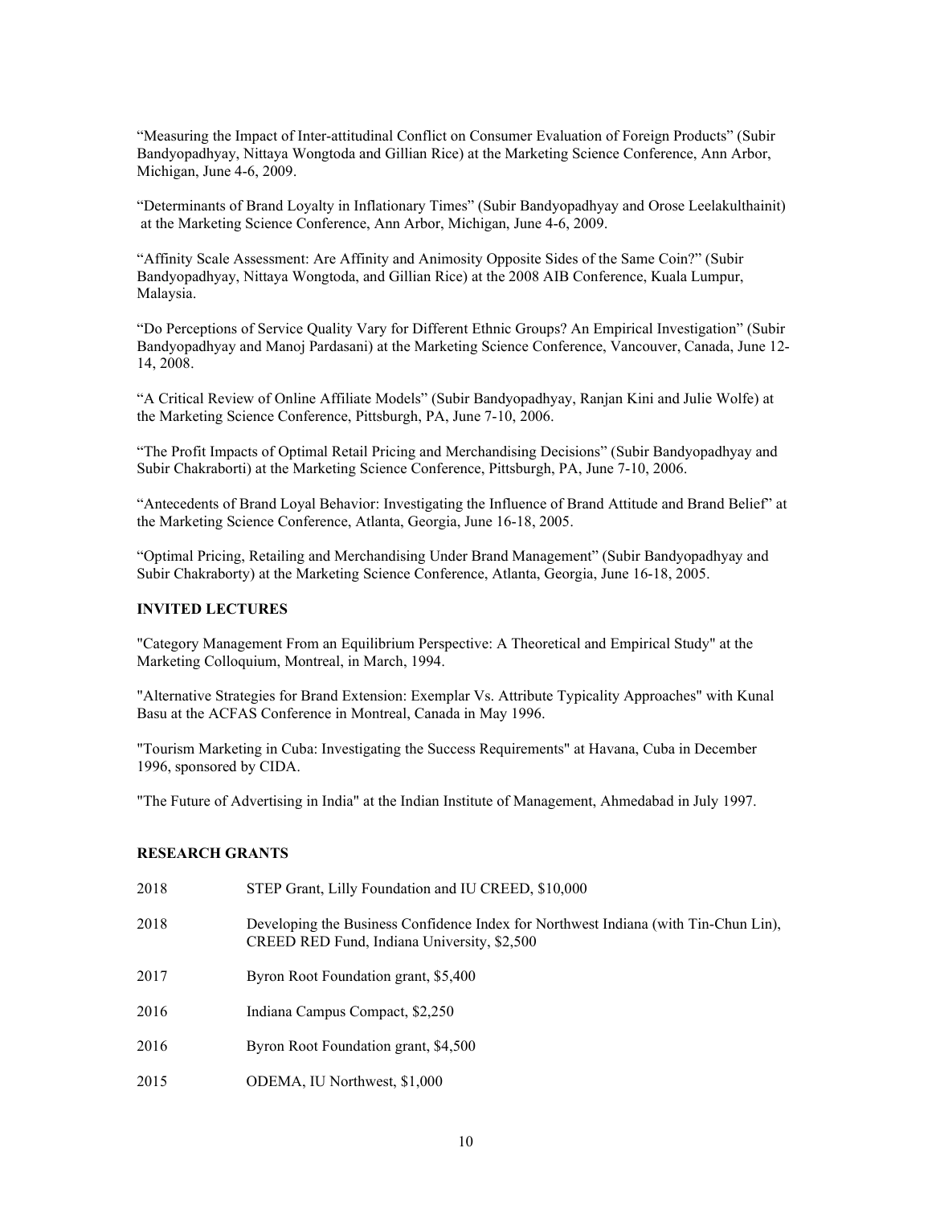"Measuring the Impact of Inter-attitudinal Conflict on Consumer Evaluation of Foreign Products" (Subir Bandyopadhyay, Nittaya Wongtoda and Gillian Rice) at the Marketing Science Conference, Ann Arbor, Michigan, June 4-6, 2009.

"Determinants of Brand Loyalty in Inflationary Times" (Subir Bandyopadhyay and Orose Leelakulthainit) at the Marketing Science Conference, Ann Arbor, Michigan, June 4-6, 2009.

"Affinity Scale Assessment: Are Affinity and Animosity Opposite Sides of the Same Coin?" (Subir Bandyopadhyay, Nittaya Wongtoda, and Gillian Rice) at the 2008 AIB Conference, Kuala Lumpur, Malaysia.

"Do Perceptions of Service Quality Vary for Different Ethnic Groups? An Empirical Investigation" (Subir Bandyopadhyay and Manoj Pardasani) at the Marketing Science Conference, Vancouver, Canada, June 12-14, 2008.

"A Critical Review of Online Affiliate Models" (Subir Bandyopadhyay, Ranjan Kini and Julie Wolfe) at the Marketing Science Conference, Pittsburgh, PA, June 7-10, 2006.

"The Profit Impacts of Optimal Retail Pricing and Merchandising Decisions" (Subir Bandyopadhyay and Subir Chakraborti) at the Marketing Science Conference, Pittsburgh, PA, June 7-10, 2006.

"Antecedents of Brand Loyal Behavior: Investigating the Influence of Brand Attitude and Brand Belief" at the Marketing Science Conference, Atlanta, Georgia, June 16-18, 2005.

"Optimal Pricing, Retailing and Merchandising Under Brand Management" (Subir Bandyopadhyay and Subir Chakraborty) at the Marketing Science Conference, Atlanta, Georgia, June 16-18, 2005.

## INVITED LECTURES

"Category Management From an Equilibrium Perspective: A Theoretical and Empirical Study" at the Marketing Colloquium, Montreal, in March, 1994.

"Alternative Strategies for Brand Extension: Exemplar Vs. Attribute Typicality Approaches" with Kunal Basu at the ACFAS Conference in Montreal, Canada in May 1996.

"Tourism Marketing in Cuba: Investigating the Success Requirements" at Havana, Cuba in December 1996, sponsored by CIDA.

"The Future of Advertising in India" at the Indian Institute of Management, Ahmedabad in July 1997.

## RESEARCH GRANTS

2018 STEP Grant, Lilly Foundation and IU CREED, $10,000

2018 Developing the Business Confidence Index for Northwest Indiana (with Tin-Chun Lin), CREED RED Fund, Indiana University, $2,500

2017 Byron Root Foundation grant, $5,400

2016 Indiana Campus Compact, $2,250

2016 Byron Root Foundation grant, $4,500

2015 ODEMA, IU Northwest, $1,000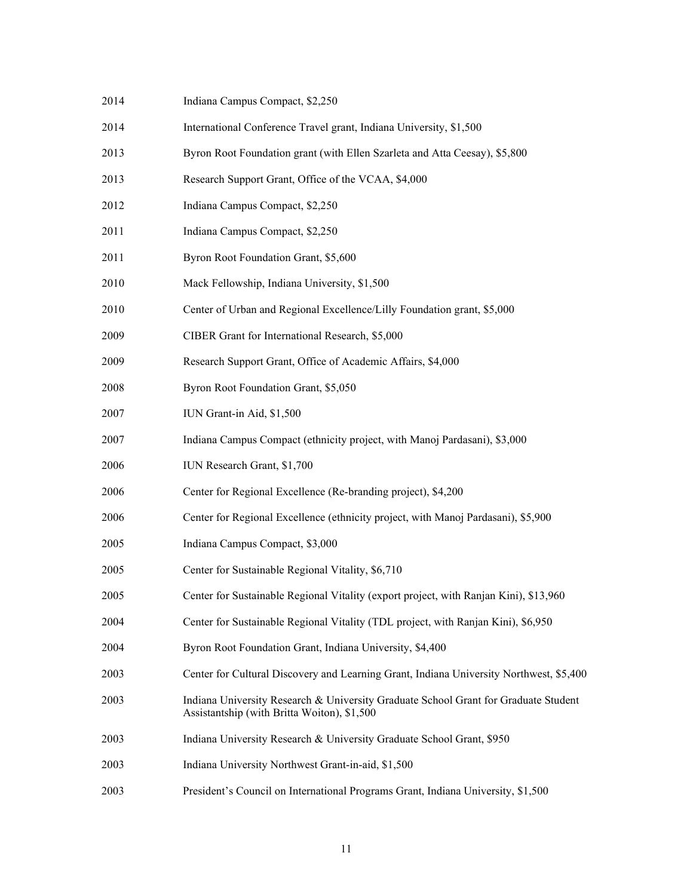2014 Indiana Campus Compact, $2,250

2014 International Conference Travel grant, Indiana University, $1,500

2013 Byron Root Foundation grant (with Ellen Szarleta and Atta Ceesay), $5,800

2013 Research Support Grant, Office of the VCAA, $4,000

2012 Indiana Campus Compact, $2,250

2011 Indiana Campus Compact, $2,250

2011 Byron Root Foundation Grant, $5,600

2010 Mack Fellowship, Indiana University, $1,500

2010 Center of Urban and Regional Excellence/Lilly Foundation grant, $5,000

2009 CIBER Grant for International Research, $5,000

2009 Research Support Grant, Office of Academic Affairs, $4,000

2008 Byron Root Foundation Grant, $5,050

2007 IUN Grant-in Aid, $1,500

2007 Indiana Campus Compact (ethnicity project, with Manoj Pardasani), $3,000

2006 IUN Research Grant, $1,700

2006 Center for Regional Excellence (Re-branding project), $4,200

2006 Center for Regional Excellence (ethnicity project, with Manoj Pardasani), $5,900

2005 Indiana Campus Compact, $3,000

2005 Center for Sustainable Regional Vitality, $6,710

2005 Center for Sustainable Regional Vitality (export project, with Ranjan Kini), $13,960

2004 Center for Sustainable Regional Vitality (TDL project, with Ranjan Kini), $6,950

2004 Byron Root Foundation Grant, Indiana University, $4,400

2003 Center for Cultural Discovery and Learning Grant, Indiana University Northwest, $5,400

2003 Indiana University Research & University Graduate School Grant for Graduate Student Assistantship (with Britta Woiton), $1,500

2003 Indiana University Research & University Graduate School Grant, $950

2003 Indiana University Northwest Grant-in-aid, $1,500

2003 President's Council on International Programs Grant, Indiana University, $1,500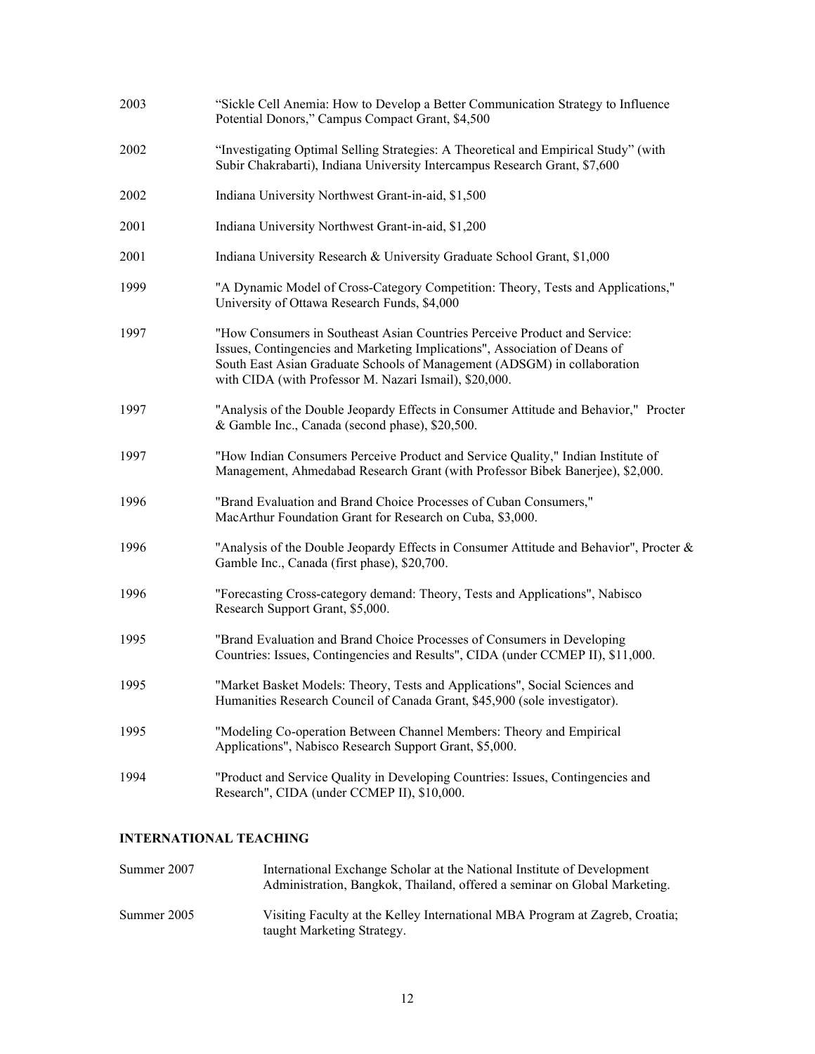2003 “Sickle Cell Anemia: How to Develop a Better Communication Strategy to Influence Potential Donors,” Campus Compact Grant, $4,500

2002 “Investigating Optimal Selling Strategies: A Theoretical and Empirical Study” (with Subir Chakrabarti), Indiana University Intercampus Research Grant, $7,600

2002 Indiana University Northwest Grant-in-aid, $1,500

2001 Indiana University Northwest Grant-in-aid, $1,200

2001 Indiana University Research & University Graduate School Grant, $1,000

1999 "A Dynamic Model of Cross-Category Competition: Theory, Tests and Applications," University of Ottawa Research Funds, $4,000

1997 "How Consumers in Southeast Asian Countries Perceive Product and Service: Issues, Contingencies and Marketing Implications", Association of Deans of South East Asian Graduate Schools of Management (ADSGM) in collaboration with CIDA (with Professor M. Nazari Ismail), $20,000.

1997 "Analysis of the Double Jeopardy Effects in Consumer Attitude and Behavior," Procter & Gamble Inc., Canada (second phase), $20,500.

1997 "How Indian Consumers Perceive Product and Service Quality," Indian Institute of Management, Ahmedabad Research Grant (with Professor Bibek Banerjee), $2,000.

1996 "Brand Evaluation and Brand Choice Processes of Cuban Consumers," MacArthur Foundation Grant for Research on Cuba, $3,000.

1996 "Analysis of the Double Jeopardy Effects in Consumer Attitude and Behavior", Procter & Gamble Inc., Canada (first phase), $20,700.

1996 "Forecasting Cross-category demand: Theory, Tests and Applications", Nabisco Research Support Grant, $5,000.

1995 "Brand Evaluation and Brand Choice Processes of Consumers in Developing Countries: Issues, Contingencies and Results", CIDA (under CCMEP II), $11,000.

1995 "Market Basket Models: Theory, Tests and Applications", Social Sciences and Humanities Research Council of Canada Grant, $45,900 (sole investigator).

1995 "Modeling Co-operation Between Channel Members: Theory and Empirical Applications", Nabisco Research Support Grant, $5,000.

1994 "Product and Service Quality in Developing Countries: Issues, Contingencies and Research", CIDA (under CCMEP II), $10,000.

## INTERNATIONAL TEACHING

Summer 2007 International Exchange Scholar at the National Institute of Development Administration, Bangkok, Thailand, offered a seminar on Global Marketing.

Summer 2005 Visiting Faculty at the Kelley International MBA Program at Zagreb, Croatia; taught Marketing Strategy.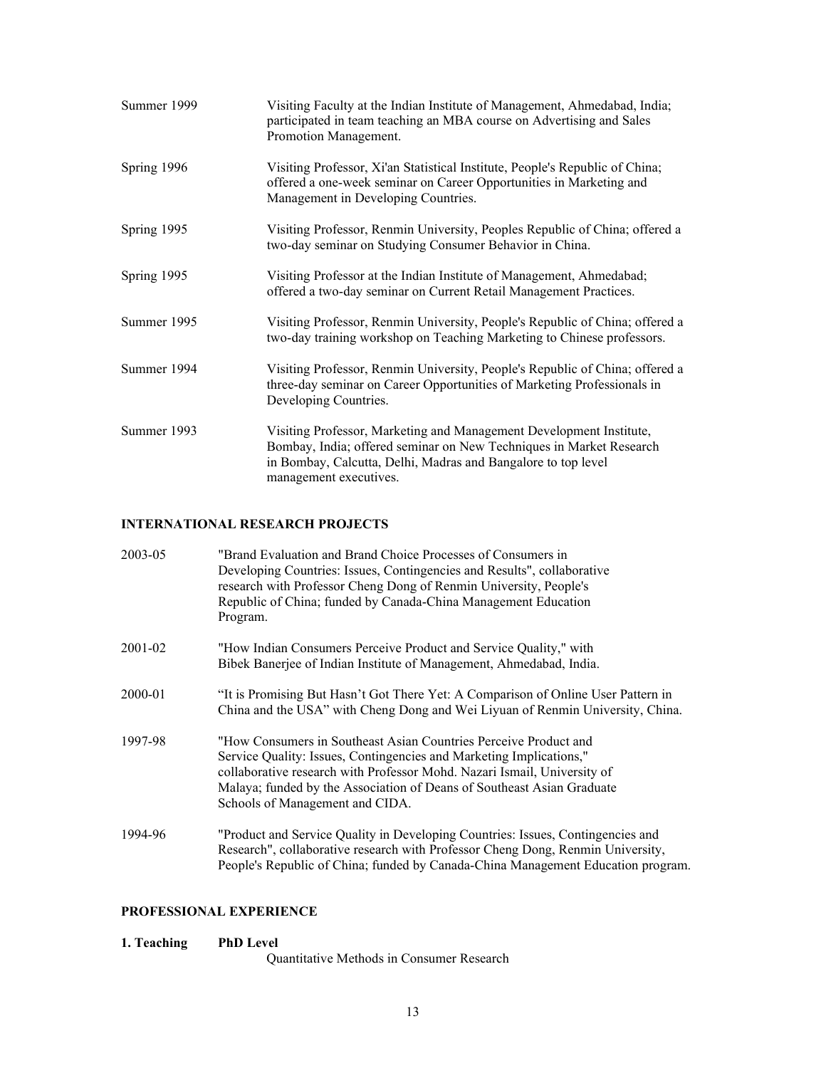Summer 1999 — Visiting Faculty at the Indian Institute of Management, Ahmedabad, India; participated in team teaching an MBA course on Advertising and Sales Promotion Management.

Spring 1996 — Visiting Professor, Xi'an Statistical Institute, People's Republic of China; offered a one-week seminar on Career Opportunities in Marketing and Management in Developing Countries.

Spring 1995 — Visiting Professor, Renmin University, Peoples Republic of China; offered a two-day seminar on Studying Consumer Behavior in China.

Spring 1995 — Visiting Professor at the Indian Institute of Management, Ahmedabad; offered a two-day seminar on Current Retail Management Practices.

Summer 1995 — Visiting Professor, Renmin University, People's Republic of China; offered a two-day training workshop on Teaching Marketing to Chinese professors.

Summer 1994 — Visiting Professor, Renmin University, People's Republic of China; offered a three-day seminar on Career Opportunities of Marketing Professionals in Developing Countries.

Summer 1993 — Visiting Professor, Marketing and Management Development Institute, Bombay, India; offered seminar on New Techniques in Market Research in Bombay, Calcutta, Delhi, Madras and Bangalore to top level management executives.

## INTERNATIONAL RESEARCH PROJECTS

2003-05 — "Brand Evaluation and Brand Choice Processes of Consumers in Developing Countries: Issues, Contingencies and Results", collaborative research with Professor Cheng Dong of Renmin University, People's Republic of China; funded by Canada-China Management Education Program.

2001-02 — "How Indian Consumers Perceive Product and Service Quality," with Bibek Banerjee of Indian Institute of Management, Ahmedabad, India.

2000-01 — "It is Promising But Hasn't Got There Yet: A Comparison of Online User Pattern in China and the USA" with Cheng Dong and Wei Liyuan of Renmin University, China.

1997-98 — "How Consumers in Southeast Asian Countries Perceive Product and Service Quality: Issues, Contingencies and Marketing Implications," collaborative research with Professor Mohd. Nazari Ismail, University of Malaya; funded by the Association of Deans of Southeast Asian Graduate Schools of Management and CIDA.

1994-96 — "Product and Service Quality in Developing Countries: Issues, Contingencies and Research", collaborative research with Professor Cheng Dong, Renmin University, People's Republic of China; funded by Canada-China Management Education program.

## PROFESSIONAL EXPERIENCE

**1. Teaching** — **PhD Level**

Quantitative Methods in Consumer Research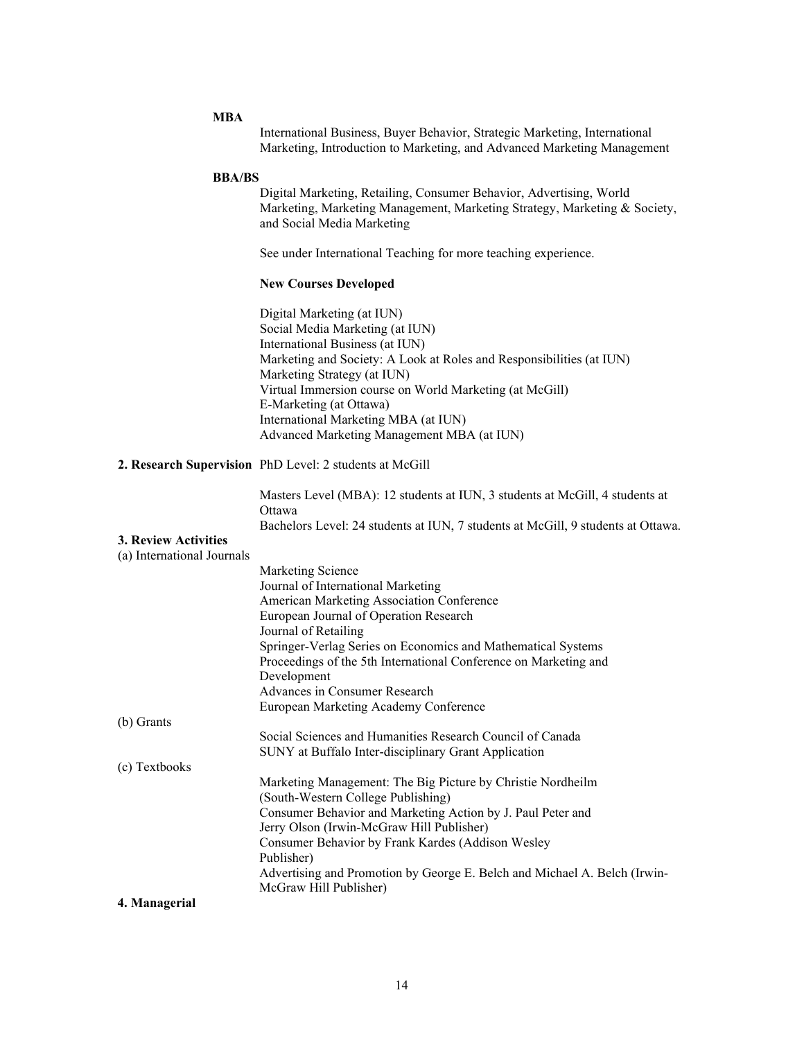**MBA**

International Business, Buyer Behavior, Strategic Marketing, International Marketing, Introduction to Marketing, and Advanced Marketing Management

**BBA/BS**

Digital Marketing, Retailing, Consumer Behavior, Advertising, World Marketing, Marketing Management, Marketing Strategy, Marketing & Society, and Social Media Marketing

See under International Teaching for more teaching experience.

**New Courses Developed**

Digital Marketing (at IUN)
Social Media Marketing (at IUN)
International Business (at IUN)
Marketing and Society: A Look at Roles and Responsibilities (at IUN)
Marketing Strategy (at IUN)
Virtual Immersion course on World Marketing (at McGill)
E-Marketing (at Ottawa)
International Marketing MBA (at IUN)
Advanced Marketing Management MBA (at IUN)

**2. Research Supervision** PhD Level: 2 students at McGill

Masters Level (MBA): 12 students at IUN, 3 students at McGill, 4 students at Ottawa
Bachelors Level: 24 students at IUN, 7 students at McGill, 9 students at Ottawa.

**3. Review Activities**

(a) International Journals

Marketing Science
Journal of International Marketing
American Marketing Association Conference
European Journal of Operation Research
Journal of Retailing
Springer-Verlag Series on Economics and Mathematical Systems
Proceedings of the 5th International Conference on Marketing and Development
Advances in Consumer Research
European Marketing Academy Conference

(b) Grants

Social Sciences and Humanities Research Council of Canada
SUNY at Buffalo Inter-disciplinary Grant Application

(c) Textbooks

Marketing Management: The Big Picture by Christie Nordheilm (South-Western College Publishing)
Consumer Behavior and Marketing Action by J. Paul Peter and Jerry Olson (Irwin-McGraw Hill Publisher)
Consumer Behavior by Frank Kardes (Addison Wesley Publisher)
Advertising and Promotion by George E. Belch and Michael A. Belch (Irwin-McGraw Hill Publisher)

**4. Managerial**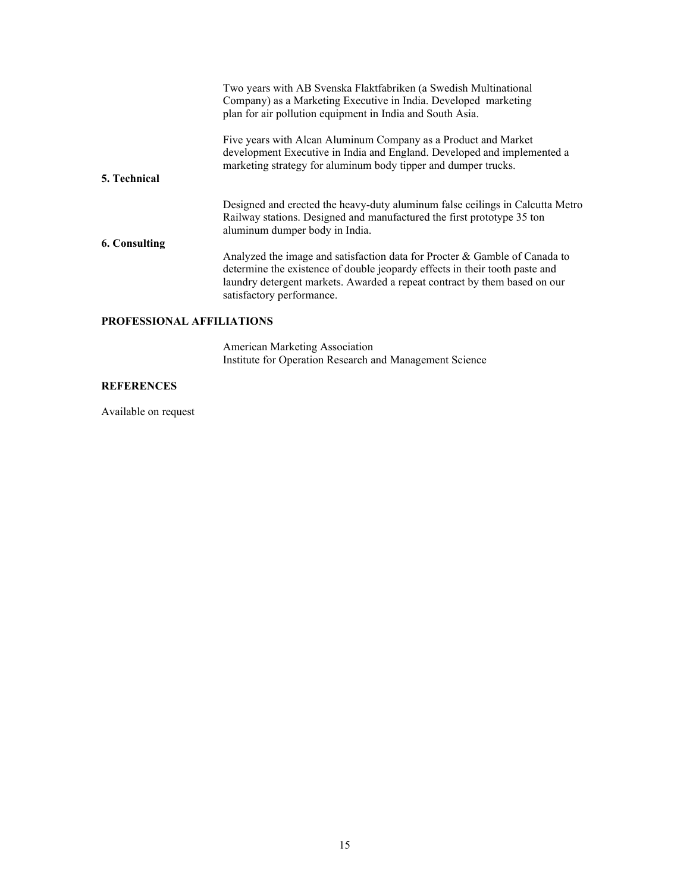Two years with AB Svenska Flaktfabriken (a Swedish Multinational Company) as a Marketing Executive in India. Developed marketing plan for air pollution equipment in India and South Asia.

Five years with Alcan Aluminum Company as a Product and Market development Executive in India and England. Developed and implemented a marketing strategy for aluminum body tipper and dumper trucks.

**5. Technical**

Designed and erected the heavy-duty aluminum false ceilings in Calcutta Metro Railway stations. Designed and manufactured the first prototype 35 ton aluminum dumper body in India.

**6. Consulting**

Analyzed the image and satisfaction data for Procter & Gamble of Canada to determine the existence of double jeopardy effects in their tooth paste and laundry detergent markets. Awarded a repeat contract by them based on our satisfactory performance.

## PROFESSIONAL AFFILIATIONS

American Marketing Association
Institute for Operation Research and Management Science

## REFERENCES

Available on request